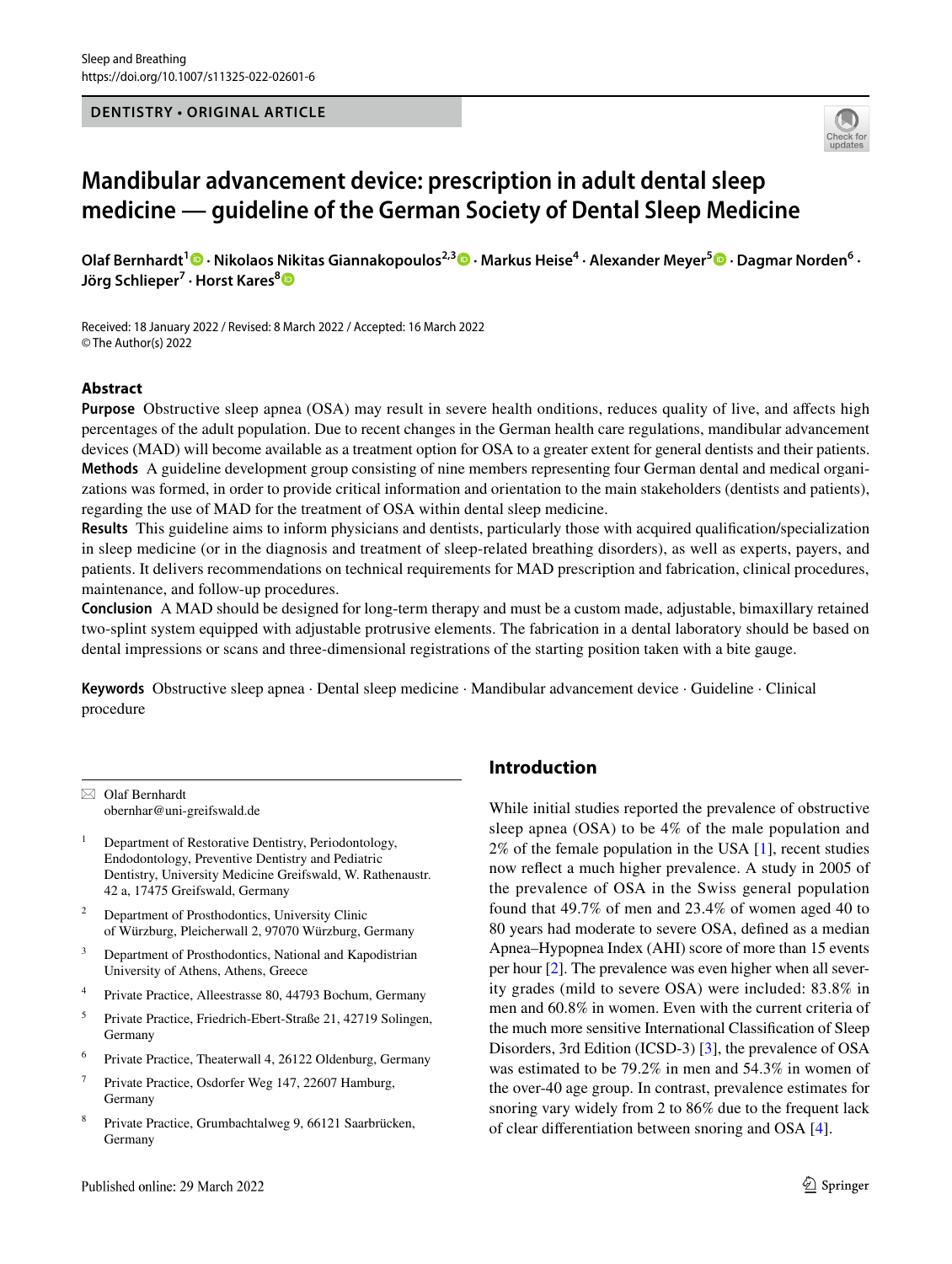DENTISTRY • ORIGINAL ARTICLE

# Mandibular advancement device: prescription in adult dental sleep medicine — guideline of the German Society of Dental Sleep Medicine

**Olaf Bernhardt[1] · Nikolaos Nikitas Giannakopoulos[2,3] · Markus Heise[4] · Alexander Meyer[5] · Dagmar Norden[6] · Jörg Schlieper[7] · Horst Kares[8]**

Received: 18 January 2022 / Revised: 8 March 2022 / Accepted: 16 March 2022
© The Author(s) 2022

## Abstract

**Purpose** Obstructive sleep apnea (OSA) may result in severe health onditions, reduces quality of live, and affects high percentages of the adult population. Due to recent changes in the German health care regulations, mandibular advancement devices (MAD) will become available as a treatment option for OSA to a greater extent for general dentists and their patients.

**Methods** A guideline development group consisting of nine members representing four German dental and medical organizations was formed, in order to provide critical information and orientation to the main stakeholders (dentists and patients), regarding the use of MAD for the treatment of OSA within dental sleep medicine.

**Results** This guideline aims to inform physicians and dentists, particularly those with acquired qualification/specialization in sleep medicine (or in the diagnosis and treatment of sleep-related breathing disorders), as well as experts, payers, and patients. It delivers recommendations on technical requirements for MAD prescription and fabrication, clinical procedures, maintenance, and follow-up procedures.

**Conclusion** A MAD should be designed for long-term therapy and must be a custom made, adjustable, bimaxillary retained two-splint system equipped with adjustable protrusive elements. The fabrication in a dental laboratory should be based on dental impressions or scans and three-dimensional registrations of the starting position taken with a bite gauge.

**Keywords** Obstructive sleep apnea · Dental sleep medicine · Mandibular advancement device · Guideline · Clinical procedure

✉ Olaf Bernhardt
obernhar@uni-greifswald.de

1 Department of Restorative Dentistry, Periodontology, Endodontology, Preventive Dentistry and Pediatric Dentistry, University Medicine Greifswald, W. Rathenaustr. 42 a, 17475 Greifswald, Germany

2 Department of Prosthodontics, University Clinic of Würzburg, Pleicherwall 2, 97070 Würzburg, Germany

3 Department of Prosthodontics, National and Kapodistrian University of Athens, Athens, Greece

4 Private Practice, Alleestrasse 80, 44793 Bochum, Germany

5 Private Practice, Friedrich-Ebert-Straße 21, 42719 Solingen, Germany

6 Private Practice, Theaterwall 4, 26122 Oldenburg, Germany

7 Private Practice, Osdorfer Weg 147, 22607 Hamburg, Germany

8 Private Practice, Grumbachtalweg 9, 66121 Saarbrücken, Germany

## Introduction

While initial studies reported the prevalence of obstructive sleep apnea (OSA) to be 4% of the male population and 2% of the female population in the USA [1], recent studies now reflect a much higher prevalence. A study in 2005 of the prevalence of OSA in the Swiss general population found that 49.7% of men and 23.4% of women aged 40 to 80 years had moderate to severe OSA, defined as a median Apnea–Hypopnea Index (AHI) score of more than 15 events per hour [2]. The prevalence was even higher when all severity grades (mild to severe OSA) were included: 83.8% in men and 60.8% in women. Even with the current criteria of the much more sensitive International Classification of Sleep Disorders, 3rd Edition (ICSD-3) [3], the prevalence of OSA was estimated to be 79.2% in men and 54.3% in women of the over-40 age group. In contrast, prevalence estimates for snoring vary widely from 2 to 86% due to the frequent lack of clear differentiation between snoring and OSA [4].

Published online: 29 March 2022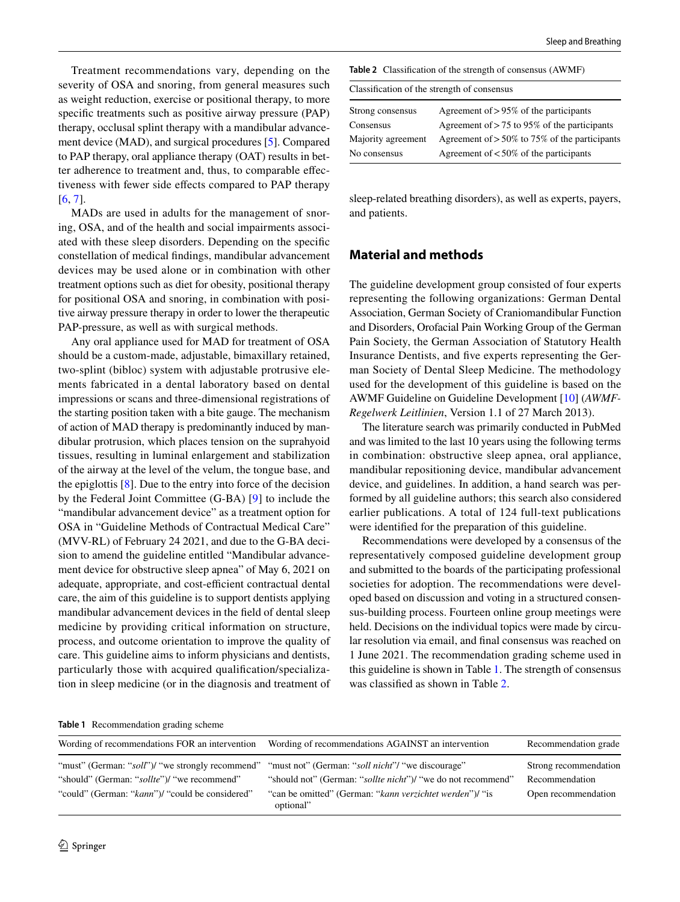Treatment recommendations vary, depending on the severity of OSA and snoring, from general measures such as weight reduction, exercise or positional therapy, to more specific treatments such as positive airway pressure (PAP) therapy, occlusal splint therapy with a mandibular advancement device (MAD), and surgical procedures [5]. Compared to PAP therapy, oral appliance therapy (OAT) results in better adherence to treatment and, thus, to comparable effectiveness with fewer side effects compared to PAP therapy [6, 7].

MADs are used in adults for the management of snoring, OSA, and of the health and social impairments associated with these sleep disorders. Depending on the specific constellation of medical findings, mandibular advancement devices may be used alone or in combination with other treatment options such as diet for obesity, positional therapy for positional OSA and snoring, in combination with positive airway pressure therapy in order to lower the therapeutic PAP-pressure, as well as with surgical methods.

Any oral appliance used for MAD for treatment of OSA should be a custom-made, adjustable, bimaxillary retained, two-splint (bibloc) system with adjustable protrusive elements fabricated in a dental laboratory based on dental impressions or scans and three-dimensional registrations of the starting position taken with a bite gauge. The mechanism of action of MAD therapy is predominantly induced by mandibular protrusion, which places tension on the suprahyoid tissues, resulting in luminal enlargement and stabilization of the airway at the level of the velum, the tongue base, and the epiglottis [8]. Due to the entry into force of the decision by the Federal Joint Committee (G-BA) [9] to include the "mandibular advancement device" as a treatment option for OSA in "Guideline Methods of Contractual Medical Care" (MVV-RL) of February 24 2021, and due to the G-BA decision to amend the guideline entitled "Mandibular advancement device for obstructive sleep apnea" of May 6, 2021 on adequate, appropriate, and cost-efficient contractual dental care, the aim of this guideline is to support dentists applying mandibular advancement devices in the field of dental sleep medicine by providing critical information on structure, process, and outcome orientation to improve the quality of care. This guideline aims to inform physicians and dentists, particularly those with acquired qualification/specialization in sleep medicine (or in the diagnosis and treatment of sleep-related breathing disorders), as well as experts, payers, and patients.

**Table 2** Classification of the strength of consensus (AWMF)

| Classification of the strength of consensus | |
|---|---|
| Strong consensus | Agreement of > 95% of the participants |
| Consensus | Agreement of > 75 to 95% of the participants |
| Majority agreement | Agreement of > 50% to 75% of the participants |
| No consensus | Agreement of < 50% of the participants |

## Material and methods

The guideline development group consisted of four experts representing the following organizations: German Dental Association, German Society of Craniomandibular Function and Disorders, Orofacial Pain Working Group of the German Pain Society, the German Association of Statutory Health Insurance Dentists, and five experts representing the German Society of Dental Sleep Medicine. The methodology used for the development of this guideline is based on the AWMF Guideline on Guideline Development [10] (*AWMF-Regelwerk Leitlinien*, Version 1.1 of 27 March 2013).

The literature search was primarily conducted in PubMed and was limited to the last 10 years using the following terms in combination: obstructive sleep apnea, oral appliance, mandibular repositioning device, mandibular advancement device, and guidelines. In addition, a hand search was performed by all guideline authors; this search also considered earlier publications. A total of 124 full-text publications were identified for the preparation of this guideline.

Recommendations were developed by a consensus of the representatively composed guideline development group and submitted to the boards of the participating professional societies for adoption. The recommendations were developed based on discussion and voting in a structured consensus-building process. Fourteen online group meetings were held. Decisions on the individual topics were made by circular resolution via email, and final consensus was reached on 1 June 2021. The recommendation grading scheme used in this guideline is shown in Table 1. The strength of consensus was classified as shown in Table 2.

**Table 1** Recommendation grading scheme

| Wording of recommendations FOR an intervention | Wording of recommendations AGAINST an intervention | Recommendation grade |
|---|---|---|
| "must" (German: "*soll*")/ "we strongly recommend" | "must not" (German: "*soll nicht*"/ "we discourage" | Strong recommendation |
| "should" (German: "*sollte*")/ "we recommend" | "should not" (German: "*sollte nicht*")/ "we do not recommend" | Recommendation |
| "could" (German: "*kann*")/ "could be considered" | "can be omitted" (German: "*kann verzichtet werden*")/ "is optional" | Open recommendation |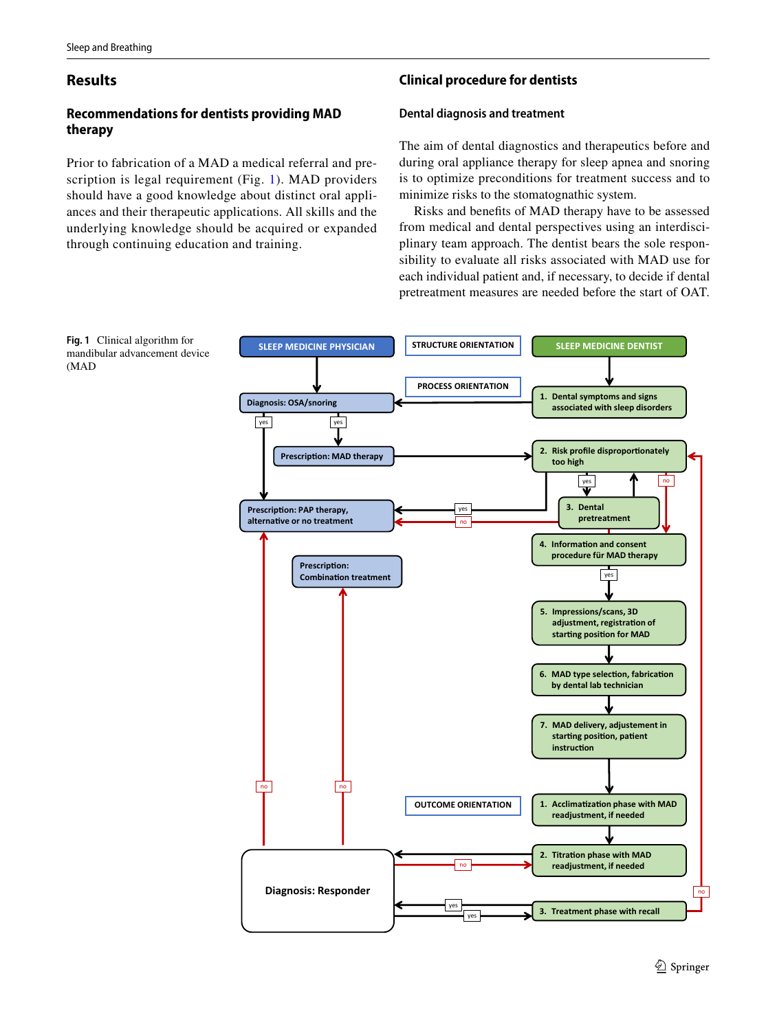## Results

### Recommendations for dentists providing MAD therapy

Prior to fabrication of a MAD a medical referral and prescription is legal requirement (Fig. 1). MAD providers should have a good knowledge about distinct oral appliances and their therapeutic applications. All skills and the underlying knowledge should be acquired or expanded through continuing education and training.

## Clinical procedure for dentists

### Dental diagnosis and treatment

The aim of dental diagnostics and therapeutics before and during oral appliance therapy for sleep apnea and snoring is to optimize preconditions for treatment success and to minimize risks to the stomatognathic system.

Risks and benefits of MAD therapy have to be assessed from medical and dental perspectives using an interdisciplinary team approach. The dentist bears the sole responsibility to evaluate all risks associated with MAD use for each individual patient and, if necessary, to decide if dental pretreatment measures are needed before the start of OAT.

**Fig. 1** Clinical algorithm for mandibular advancement device (MAD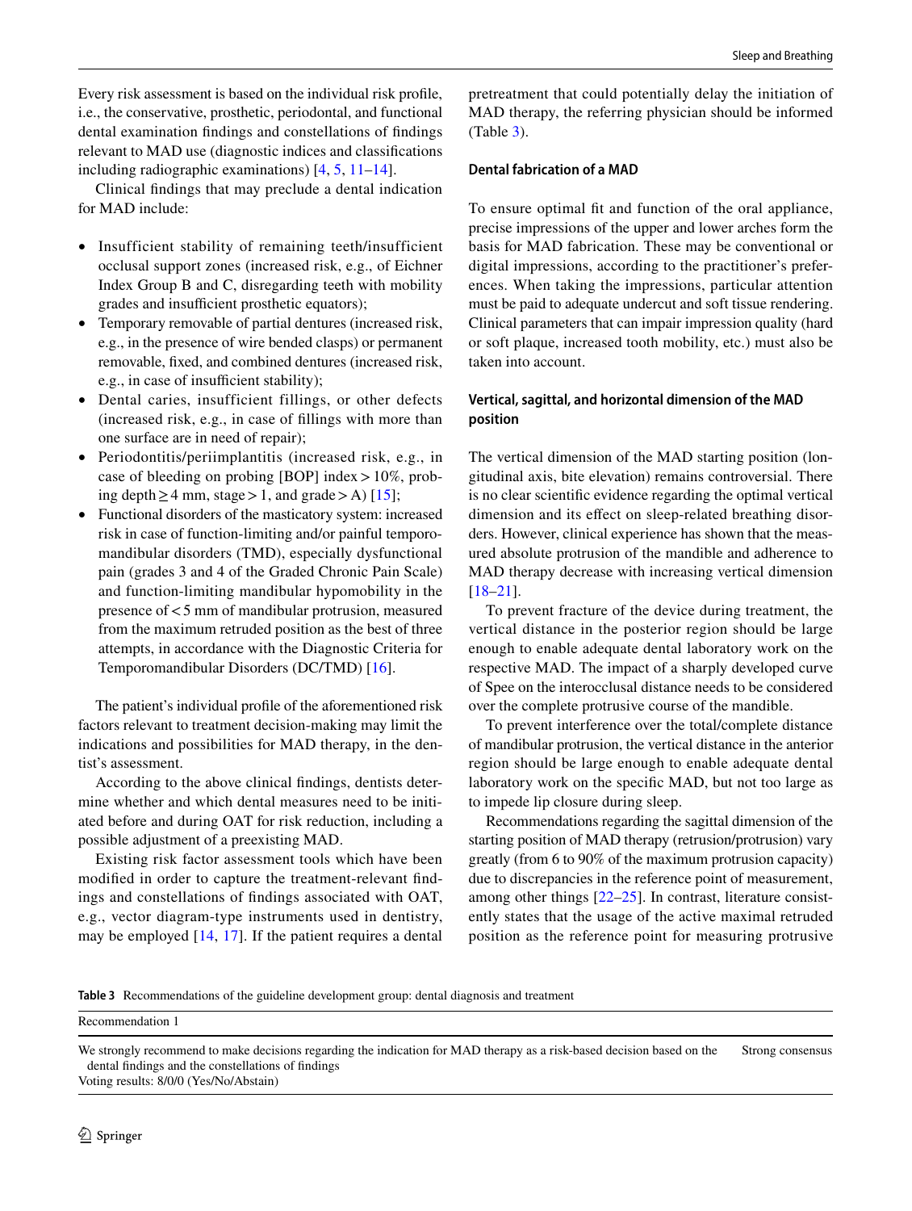Every risk assessment is based on the individual risk profile, i.e., the conservative, prosthetic, periodontal, and functional dental examination findings and constellations of findings relevant to MAD use (diagnostic indices and classifications including radiographic examinations) [4, 5, 11–14].

Clinical findings that may preclude a dental indication for MAD include:

- Insufficient stability of remaining teeth/insufficient occlusal support zones (increased risk, e.g., of Eichner Index Group B and C, disregarding teeth with mobility grades and insufficient prosthetic equators);
- Temporary removable of partial dentures (increased risk, e.g., in the presence of wire bended clasps) or permanent removable, fixed, and combined dentures (increased risk, e.g., in case of insufficient stability);
- Dental caries, insufficient fillings, or other defects (increased risk, e.g., in case of fillings with more than one surface are in need of repair);
- Periodontitis/periimplantitis (increased risk, e.g., in case of bleeding on probing [BOP] index > 10%, probing depth ≥ 4 mm, stage > 1, and grade > A) [15];
- Functional disorders of the masticatory system: increased risk in case of function-limiting and/or painful temporomandibular disorders (TMD), especially dysfunctional pain (grades 3 and 4 of the Graded Chronic Pain Scale) and function-limiting mandibular hypomobility in the presence of < 5 mm of mandibular protrusion, measured from the maximum retruded position as the best of three attempts, in accordance with the Diagnostic Criteria for Temporomandibular Disorders (DC/TMD) [16].

The patient's individual profile of the aforementioned risk factors relevant to treatment decision-making may limit the indications and possibilities for MAD therapy, in the dentist's assessment.

According to the above clinical findings, dentists determine whether and which dental measures need to be initiated before and during OAT for risk reduction, including a possible adjustment of a preexisting MAD.

Existing risk factor assessment tools which have been modified in order to capture the treatment-relevant findings and constellations of findings associated with OAT, e.g., vector diagram-type instruments used in dentistry, may be employed [14, 17]. If the patient requires a dental pretreatment that could potentially delay the initiation of MAD therapy, the referring physician should be informed (Table 3).

### Dental fabrication of a MAD

To ensure optimal fit and function of the oral appliance, precise impressions of the upper and lower arches form the basis for MAD fabrication. These may be conventional or digital impressions, according to the practitioner's preferences. When taking the impressions, particular attention must be paid to adequate undercut and soft tissue rendering. Clinical parameters that can impair impression quality (hard or soft plaque, increased tooth mobility, etc.) must also be taken into account.

### Vertical, sagittal, and horizontal dimension of the MAD position

The vertical dimension of the MAD starting position (longitudinal axis, bite elevation) remains controversial. There is no clear scientific evidence regarding the optimal vertical dimension and its effect on sleep-related breathing disorders. However, clinical experience has shown that the measured absolute protrusion of the mandible and adherence to MAD therapy decrease with increasing vertical dimension [18–21].

To prevent fracture of the device during treatment, the vertical distance in the posterior region should be large enough to enable adequate dental laboratory work on the respective MAD. The impact of a sharply developed curve of Spee on the interocclusal distance needs to be considered over the complete protrusive course of the mandible.

To prevent interference over the total/complete distance of mandibular protrusion, the vertical distance in the anterior region should be large enough to enable adequate dental laboratory work on the specific MAD, but not too large as to impede lip closure during sleep.

Recommendations regarding the sagittal dimension of the starting position of MAD therapy (retrusion/protrusion) vary greatly (from 6 to 90% of the maximum protrusion capacity) due to discrepancies in the reference point of measurement, among other things [22–25]. In contrast, literature consistently states that the usage of the active maximal retruded position as the reference point for measuring protrusive

**Table 3** Recommendations of the guideline development group: dental diagnosis and treatment

| Recommendation 1 | |
|---|---|
| We strongly recommend to make decisions regarding the indication for MAD therapy as a risk-based decision based on the dental findings and the constellations of findings<br>Voting results: 8/0/0 (Yes/No/Abstain) | Strong consensus |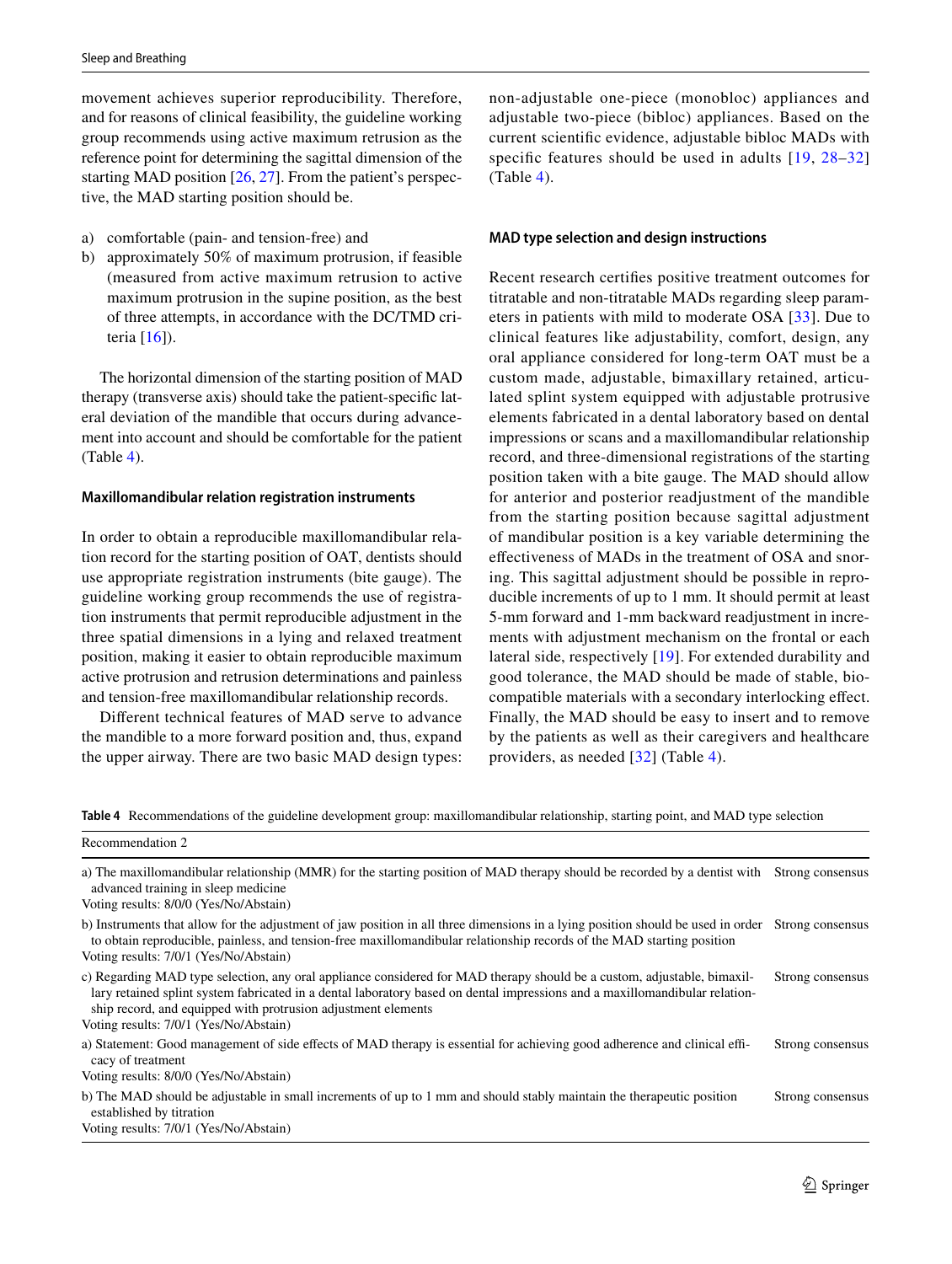movement achieves superior reproducibility. Therefore, and for reasons of clinical feasibility, the guideline working group recommends using active maximum retrusion as the reference point for determining the sagittal dimension of the starting MAD position [26, 27]. From the patient's perspective, the MAD starting position should be.

a) comfortable (pain- and tension-free) and
b) approximately 50% of maximum protrusion, if feasible (measured from active maximum retrusion to active maximum protrusion in the supine position, as the best of three attempts, in accordance with the DC/TMD criteria [16]).

The horizontal dimension of the starting position of MAD therapy (transverse axis) should take the patient-specific lateral deviation of the mandible that occurs during advancement into account and should be comfortable for the patient (Table 4).

#### Maxillomandibular relation registration instruments

In order to obtain a reproducible maxillomandibular relation record for the starting position of OAT, dentists should use appropriate registration instruments (bite gauge). The guideline working group recommends the use of registration instruments that permit reproducible adjustment in the three spatial dimensions in a lying and relaxed treatment position, making it easier to obtain reproducible maximum active protrusion and retrusion determinations and painless and tension-free maxillomandibular relationship records.

Different technical features of MAD serve to advance the mandible to a more forward position and, thus, expand the upper airway. There are two basic MAD design types: non-adjustable one-piece (monobloc) appliances and adjustable two-piece (bibloc) appliances. Based on the current scientific evidence, adjustable bibloc MADs with specific features should be used in adults [19, 28–32] (Table 4).

#### MAD type selection and design instructions

Recent research certifies positive treatment outcomes for titratable and non-titratable MADs regarding sleep parameters in patients with mild to moderate OSA [33]. Due to clinical features like adjustability, comfort, design, any oral appliance considered for long-term OAT must be a custom made, adjustable, bimaxillary retained, articulated splint system equipped with adjustable protrusive elements fabricated in a dental laboratory based on dental impressions or scans and a maxillomandibular relationship record, and three-dimensional registrations of the starting position taken with a bite gauge. The MAD should allow for anterior and posterior readjustment of the mandible from the starting position because sagittal adjustment of mandibular position is a key variable determining the effectiveness of MADs in the treatment of OSA and snoring. This sagittal adjustment should be possible in reproducible increments of up to 1 mm. It should permit at least 5-mm forward and 1-mm backward readjustment in increments with adjustment mechanism on the frontal or each lateral side, respectively [19]. For extended durability and good tolerance, the MAD should be made of stable, biocompatible materials with a secondary interlocking effect. Finally, the MAD should be easy to insert and to remove by the patients as well as their caregivers and healthcare providers, as needed [32] (Table 4).

**Table 4** Recommendations of the guideline development group: maxillomandibular relationship, starting point, and MAD type selection

| Recommendation 2 | |
|---|---|
| a) The maxillomandibular relationship (MMR) for the starting position of MAD therapy should be recorded by a dentist with advanced training in sleep medicine<br>Voting results: 8/0/0 (Yes/No/Abstain) | Strong consensus |
| b) Instruments that allow for the adjustment of jaw position in all three dimensions in a lying position should be used in order to obtain reproducible, painless, and tension-free maxillomandibular relationship records of the MAD starting position<br>Voting results: 7/0/1 (Yes/No/Abstain) | Strong consensus |
| c) Regarding MAD type selection, any oral appliance considered for MAD therapy should be a custom, adjustable, bimaxillary retained splint system fabricated in a dental laboratory based on dental impressions and a maxillomandibular relationship record, and equipped with protrusion adjustment elements<br>Voting results: 7/0/1 (Yes/No/Abstain) | Strong consensus |
| a) Statement: Good management of side effects of MAD therapy is essential for achieving good adherence and clinical efficacy of treatment<br>Voting results: 8/0/0 (Yes/No/Abstain) | Strong consensus |
| b) The MAD should be adjustable in small increments of up to 1 mm and should stably maintain the therapeutic position established by titration<br>Voting results: 7/0/1 (Yes/No/Abstain) | Strong consensus |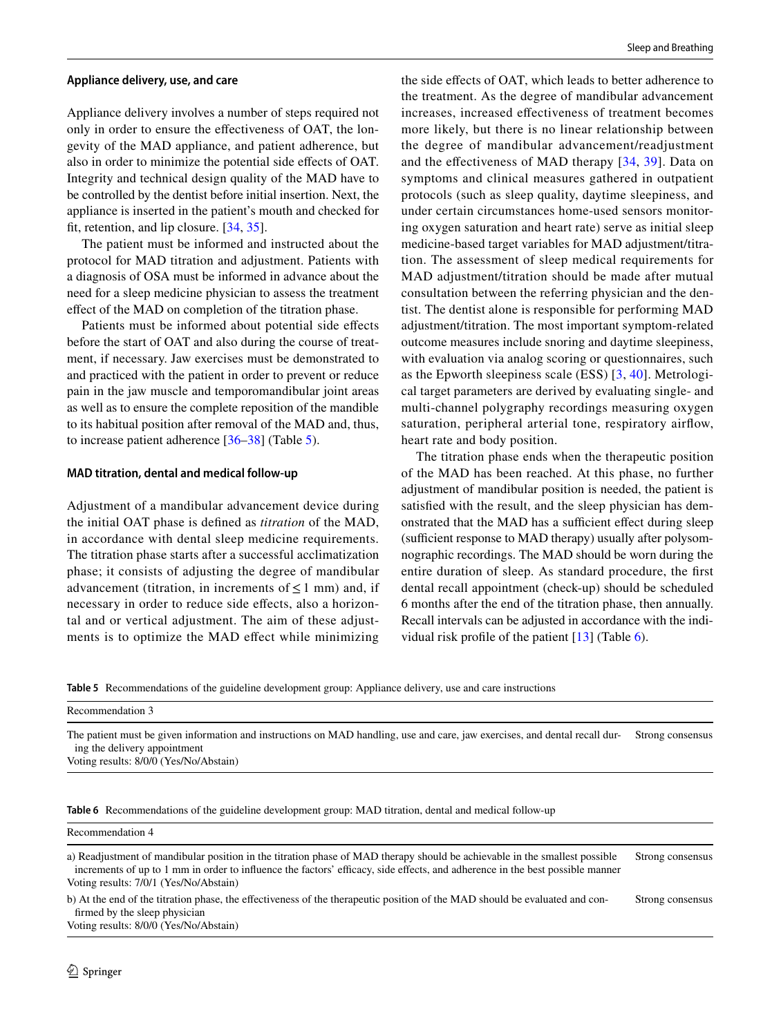### Appliance delivery, use, and care

Appliance delivery involves a number of steps required not only in order to ensure the effectiveness of OAT, the longevity of the MAD appliance, and patient adherence, but also in order to minimize the potential side effects of OAT. Integrity and technical design quality of the MAD have to be controlled by the dentist before initial insertion. Next, the appliance is inserted in the patient's mouth and checked for fit, retention, and lip closure. [34, 35].

The patient must be informed and instructed about the protocol for MAD titration and adjustment. Patients with a diagnosis of OSA must be informed in advance about the need for a sleep medicine physician to assess the treatment effect of the MAD on completion of the titration phase.

Patients must be informed about potential side effects before the start of OAT and also during the course of treatment, if necessary. Jaw exercises must be demonstrated to and practiced with the patient in order to prevent or reduce pain in the jaw muscle and temporomandibular joint areas as well as to ensure the complete reposition of the mandible to its habitual position after removal of the MAD and, thus, to increase patient adherence [36–38] (Table 5).

### MAD titration, dental and medical follow-up

Adjustment of a mandibular advancement device during the initial OAT phase is defined as *titration* of the MAD, in accordance with dental sleep medicine requirements. The titration phase starts after a successful acclimatization phase; it consists of adjusting the degree of mandibular advancement (titration, in increments of $\leq 1$ mm) and, if necessary in order to reduce side effects, also a horizontal and or vertical adjustment. The aim of these adjustments is to optimize the MAD effect while minimizing the side effects of OAT, which leads to better adherence to the treatment. As the degree of mandibular advancement increases, increased effectiveness of treatment becomes more likely, but there is no linear relationship between the degree of mandibular advancement/readjustment and the effectiveness of MAD therapy [34, 39]. Data on symptoms and clinical measures gathered in outpatient protocols (such as sleep quality, daytime sleepiness, and under certain circumstances home-used sensors monitoring oxygen saturation and heart rate) serve as initial sleep medicine-based target variables for MAD adjustment/titration. The assessment of sleep medical requirements for MAD adjustment/titration should be made after mutual consultation between the referring physician and the dentist. The dentist alone is responsible for performing MAD adjustment/titration. The most important symptom-related outcome measures include snoring and daytime sleepiness, with evaluation via analog scoring or questionnaires, such as the Epworth sleepiness scale (ESS) [3, 40]. Metrological target parameters are derived by evaluating single- and multi-channel polygraphy recordings measuring oxygen saturation, peripheral arterial tone, respiratory airflow, heart rate and body position.

The titration phase ends when the therapeutic position of the MAD has been reached. At this phase, no further adjustment of mandibular position is needed, the patient is satisfied with the result, and the sleep physician has demonstrated that the MAD has a sufficient effect during sleep (sufficient response to MAD therapy) usually after polysomnographic recordings. The MAD should be worn during the entire duration of sleep. As standard procedure, the first dental recall appointment (check-up) should be scheduled 6 months after the end of the titration phase, then annually. Recall intervals can be adjusted in accordance with the individual risk profile of the patient [13] (Table 6).

**Table 5** Recommendations of the guideline development group: Appliance delivery, use and care instructions

| Recommendation 3 | |
|---|---|
| The patient must be given information and instructions on MAD handling, use and care, jaw exercises, and dental recall during the delivery appointment<br>Voting results: 8/0/0 (Yes/No/Abstain) | Strong consensus |

**Table 6** Recommendations of the guideline development group: MAD titration, dental and medical follow-up

| Recommendation 4 | |
|---|---|
| a) Readjustment of mandibular position in the titration phase of MAD therapy should be achievable in the smallest possible increments of up to 1 mm in order to influence the factors' efficacy, side effects, and adherence in the best possible manner<br>Voting results: 7/0/1 (Yes/No/Abstain) | Strong consensus |
| b) At the end of the titration phase, the effectiveness of the therapeutic position of the MAD should be evaluated and confirmed by the sleep physician<br>Voting results: 8/0/0 (Yes/No/Abstain) | Strong consensus |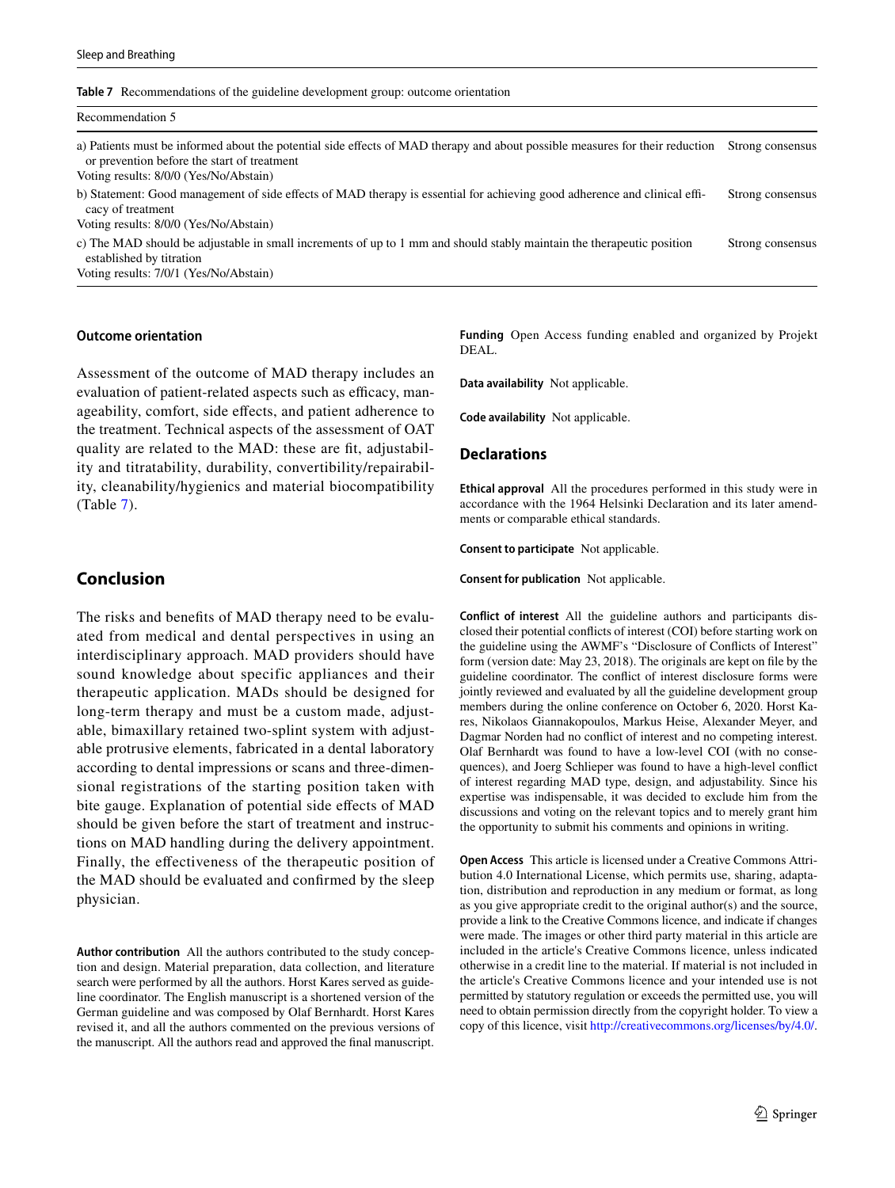**Table 7** Recommendations of the guideline development group: outcome orientation

| Recommendation 5 | |
|---|---|
| a) Patients must be informed about the potential side effects of MAD therapy and about possible measures for their reduction or prevention before the start of treatment<br>Voting results: 8/0/0 (Yes/No/Abstain) | Strong consensus |
| b) Statement: Good management of side effects of MAD therapy is essential for achieving good adherence and clinical efficacy of treatment<br>Voting results: 8/0/0 (Yes/No/Abstain) | Strong consensus |
| c) The MAD should be adjustable in small increments of up to 1 mm and should stably maintain the therapeutic position established by titration<br>Voting results: 7/0/1 (Yes/No/Abstain) | Strong consensus |

### Outcome orientation

Assessment of the outcome of MAD therapy includes an evaluation of patient-related aspects such as efficacy, manageability, comfort, side effects, and patient adherence to the treatment. Technical aspects of the assessment of OAT quality are related to the MAD: these are fit, adjustability and titratability, durability, convertibility/repairability, cleanability/hygienics and material biocompatibility (Table 7).

## Conclusion

The risks and benefits of MAD therapy need to be evaluated from medical and dental perspectives in using an interdisciplinary approach. MAD providers should have sound knowledge about specific appliances and their therapeutic application. MADs should be designed for long-term therapy and must be a custom made, adjustable, bimaxillary retained two-splint system with adjustable protrusive elements, fabricated in a dental laboratory according to dental impressions or scans and three-dimensional registrations of the starting position taken with bite gauge. Explanation of potential side effects of MAD should be given before the start of treatment and instructions on MAD handling during the delivery appointment. Finally, the effectiveness of the therapeutic position of the MAD should be evaluated and confirmed by the sleep physician.

**Author contribution** All the authors contributed to the study conception and design. Material preparation, data collection, and literature search were performed by all the authors. Horst Kares served as guideline coordinator. The English manuscript is a shortened version of the German guideline and was composed by Olaf Bernhardt. Horst Kares revised it, and all the authors commented on the previous versions of the manuscript. All the authors read and approved the final manuscript.

**Funding** Open Access funding enabled and organized by Projekt DEAL.

**Data availability** Not applicable.

**Code availability** Not applicable.

## Declarations

**Ethical approval** All the procedures performed in this study were in accordance with the 1964 Helsinki Declaration and its later amendments or comparable ethical standards.

**Consent to participate** Not applicable.

**Consent for publication** Not applicable.

**Conflict of interest** All the guideline authors and participants disclosed their potential conflicts of interest (COI) before starting work on the guideline using the AWMF's "Disclosure of Conflicts of Interest" form (version date: May 23, 2018). The originals are kept on file by the guideline coordinator. The conflict of interest disclosure forms were jointly reviewed and evaluated by all the guideline development group members during the online conference on October 6, 2020. Horst Kares, Nikolaos Giannakopoulos, Markus Heise, Alexander Meyer, and Dagmar Norden had no conflict of interest and no competing interest. Olaf Bernhardt was found to have a low-level COI (with no consequences), and Joerg Schlieper was found to have a high-level conflict of interest regarding MAD type, design, and adjustability. Since his expertise was indispensable, it was decided to exclude him from the discussions and voting on the relevant topics and to merely grant him the opportunity to submit his comments and opinions in writing.

**Open Access** This article is licensed under a Creative Commons Attribution 4.0 International License, which permits use, sharing, adaptation, distribution and reproduction in any medium or format, as long as you give appropriate credit to the original author(s) and the source, provide a link to the Creative Commons licence, and indicate if changes were made. The images or other third party material in this article are included in the article's Creative Commons licence, unless indicated otherwise in a credit line to the material. If material is not included in the article's Creative Commons licence and your intended use is not permitted by statutory regulation or exceeds the permitted use, you will need to obtain permission directly from the copyright holder. To view a copy of this licence, visit http://creativecommons.org/licenses/by/4.0/.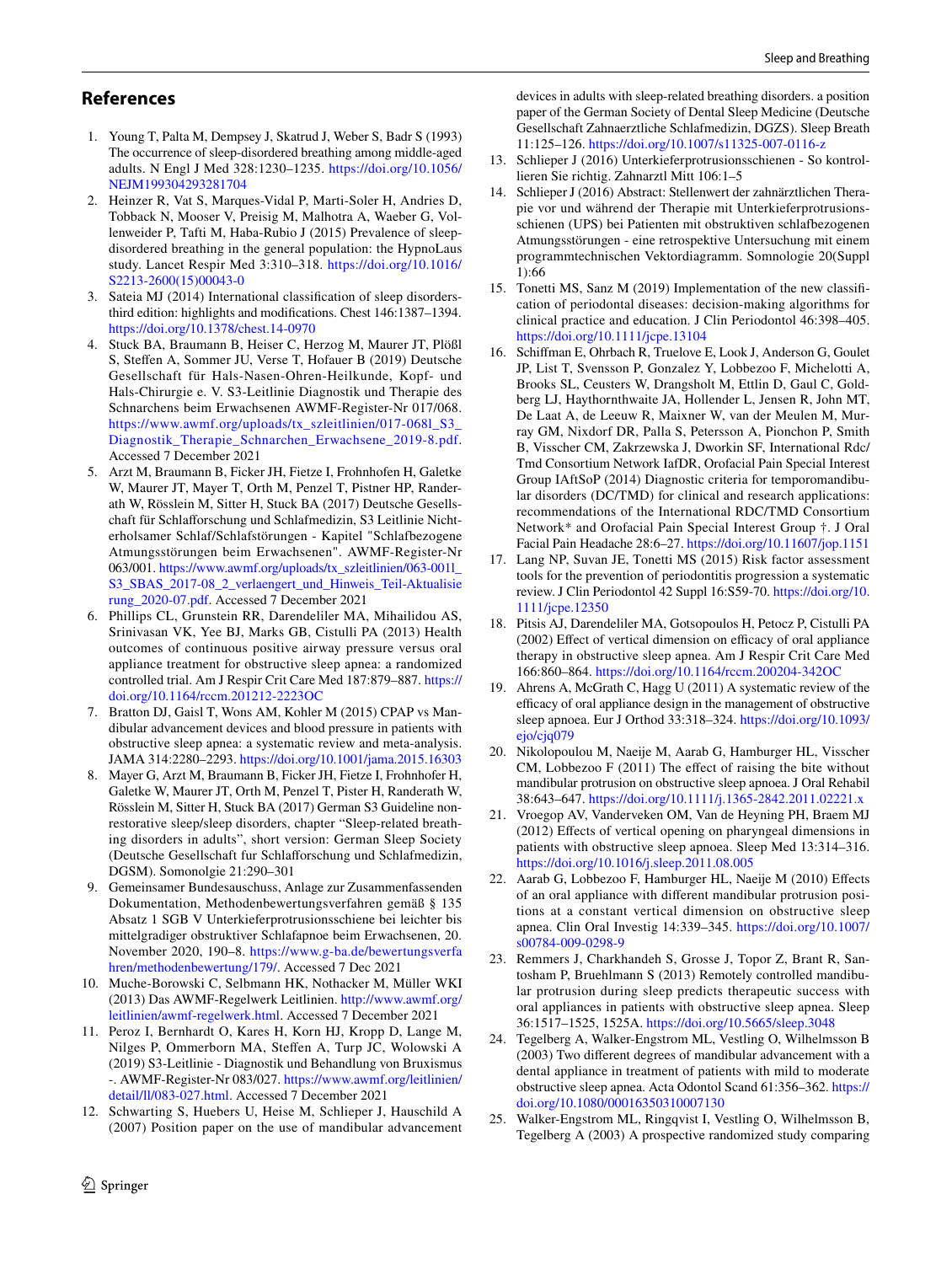## References

1. Young T, Palta M, Dempsey J, Skatrud J, Weber S, Badr S (1993) The occurrence of sleep-disordered breathing among middle-aged adults. N Engl J Med 328:1230–1235. https://doi.org/10.1056/NEJM199304293281704
2. Heinzer R, Vat S, Marques-Vidal P, Marti-Soler H, Andries D, Tobback N, Mooser V, Preisig M, Malhotra A, Waeber G, Vollenweider P, Tafti M, Haba-Rubio J (2015) Prevalence of sleep-disordered breathing in the general population: the HypnoLaus study. Lancet Respir Med 3:310–318. https://doi.org/10.1016/S2213-2600(15)00043-0
3. Sateia MJ (2014) International classification of sleep disorders-third edition: highlights and modifications. Chest 146:1387–1394. https://doi.org/10.1378/chest.14-0970
4. Stuck BA, Braumann B, Heiser C, Herzog M, Maurer JT, Plößl S, Steffen A, Sommer JU, Verse T, Hofauer B (2019) Deutsche Gesellschaft für Hals-Nasen-Ohren-Heilkunde, Kopf- und Hals-Chirurgie e. V. S3-Leitlinie Diagnostik und Therapie des Schnarchens beim Erwachsenen AWMF-Register-Nr 017/068. https://www.awmf.org/uploads/tx_szleitlinien/017-068l_S3_Diagnostik_Therapie_Schnarchen_Erwachsene_2019-8.pdf. Accessed 7 December 2021
5. Arzt M, Braumann B, Ficker JH, Fietze I, Frohnhofen H, Galetke W, Maurer JT, Mayer T, Orth M, Penzel T, Pistner HP, Randerath W, Rösslein M, Sitter H, Stuck BA (2017) Deutsche Gesellschaft für Schlafforschung und Schlafmedizin, S3 Leitlinie Nicht-erholsamer Schlaf/Schlafstörungen - Kapitel "Schlafbezogene Atmungsstörungen beim Erwachsenen". AWMF-Register-Nr 063/001. https://www.awmf.org/uploads/tx_szleitlinien/063-001l_S3_SBAS_2017-08_2_verlaengert_und_Hinweis_Teil-Aktualisierung_2020-07.pdf. Accessed 7 December 2021
6. Phillips CL, Grunstein RR, Darendeliler MA, Mihailidou AS, Srinivasan VK, Yee BJ, Marks GB, Cistulli PA (2013) Health outcomes of continuous positive airway pressure versus oral appliance treatment for obstructive sleep apnea: a randomized controlled trial. Am J Respir Crit Care Med 187:879–887. https://doi.org/10.1164/rccm.201212-2223OC
7. Bratton DJ, Gaisl T, Wons AM, Kohler M (2015) CPAP vs Mandibular advancement devices and blood pressure in patients with obstructive sleep apnea: a systematic review and meta-analysis. JAMA 314:2280–2293. https://doi.org/10.1001/jama.2015.16303
8. Mayer G, Arzt M, Braumann B, Ficker JH, Fietze I, Frohnhofer H, Galetke W, Maurer JT, Orth M, Penzel T, Pister H, Randerath W, Rösslein M, Sitter H, Stuck BA (2017) German S3 Guideline non-restorative sleep/sleep disorders, chapter "Sleep-related breathing disorders in adults", short version: German Sleep Society (Deutsche Gesellschaft fur Schlafforschung und Schlafmedizin, DGSM). Somonolgie 21:290–301
9. Gemeinsamer Bundesauschuss, Anlage zur Zusammenfassenden Dokumentation, Methodenbewertungsverfahren gemäß § 135 Absatz 1 SGB V Unterkieferprotrusionsschiene bei leichter bis mittelgradiger obstruktiver Schlafapnoe beim Erwachsenen, 20. November 2020, 190–8. https://www.g-ba.de/bewertungsverfahren/methodenbewertung/179/. Accessed 7 Dec 2021
10. Muche-Borowski C, Selbmann HK, Nothacker M, Müller WKI (2013) Das AWMF-Regelwerk Leitlinien. http://www.awmf.org/leitlinien/awmf-regelwerk.html. Accessed 7 December 2021
11. Peroz I, Bernhardt O, Kares H, Korn HJ, Kropp D, Lange M, Nilges P, Ommerborn MA, Steffen A, Turp JC, Wolowski A (2019) S3-Leitlinie - Diagnostik und Behandlung von Bruxismus -. AWMF-Register-Nr 083/027. https://www.awmf.org/leitlinien/detail/ll/083-027.html. Accessed 7 December 2021
12. Schwarting S, Huebers U, Heise M, Schlieper J, Hauschild A (2007) Position paper on the use of mandibular advancement devices in adults with sleep-related breathing disorders. a position paper of the German Society of Dental Sleep Medicine (Deutsche Gesellschaft Zahnaerztliche Schlafmedizin, DGZS). Sleep Breath 11:125–126. https://doi.org/10.1007/s11325-007-0116-z
13. Schlieper J (2016) Unterkieferprotrusionsschienen - So kontrollieren Sie richtig. Zahnarztl Mitt 106:1–5
14. Schlieper J (2016) Abstract: Stellenwert der zahnärztlichen Therapie vor und während der Therapie mit Unterkieferprotrusionsschienen (UPS) bei Patienten mit obstruktiven schlafbezogenen Atmungsstörungen - eine retrospektive Untersuchung mit einem programmtechnischen Vektordiagramm. Somnologie 20(Suppl 1):66
15. Tonetti MS, Sanz M (2019) Implementation of the new classification of periodontal diseases: decision-making algorithms for clinical practice and education. J Clin Periodontol 46:398–405. https://doi.org/10.1111/jcpe.13104
16. Schiffman E, Ohrbach R, Truelove E, Look J, Anderson G, Goulet JP, List T, Svensson P, Gonzalez Y, Lobbezoo F, Michelotti A, Brooks SL, Ceusters W, Drangsholt M, Ettlin D, Gaul C, Goldberg LJ, Haythornthwaite JA, Hollender L, Jensen R, John MT, De Laat A, de Leeuw R, Maixner W, van der Meulen M, Murray GM, Nixdorf DR, Palla S, Petersson A, Pionchon P, Smith B, Visscher CM, Zakrzewska J, Dworkin SF, International Rdc/Tmd Consortium Network IafDR, Orofacial Pain Special Interest Group IAftSoP (2014) Diagnostic criteria for temporomandibular disorders (DC/TMD) for clinical and research applications: recommendations of the International RDC/TMD Consortium Network* and Orofacial Pain Special Interest Group †. J Oral Facial Pain Headache 28:6–27. https://doi.org/10.11607/jop.1151
17. Lang NP, Suvan JE, Tonetti MS (2015) Risk factor assessment tools for the prevention of periodontitis progression a systematic review. J Clin Periodontol 42 Suppl 16:S59-70. https://doi.org/10.1111/jcpe.12350
18. Pitsis AJ, Darendeliler MA, Gotsopoulos H, Petocz P, Cistulli PA (2002) Effect of vertical dimension on efficacy of oral appliance therapy in obstructive sleep apnea. Am J Respir Crit Care Med 166:860–864. https://doi.org/10.1164/rccm.200204-342OC
19. Ahrens A, McGrath C, Hagg U (2011) A systematic review of the efficacy of oral appliance design in the management of obstructive sleep apnoea. Eur J Orthod 33:318–324. https://doi.org/10.1093/ejo/cjq079
20. Nikolopoulou M, Naeije M, Aarab G, Hamburger HL, Visscher CM, Lobbezoo F (2011) The effect of raising the bite without mandibular protrusion on obstructive sleep apnoea. J Oral Rehabil 38:643–647. https://doi.org/10.1111/j.1365-2842.2011.02221.x
21. Vroegop AV, Vanderveken OM, Van de Heyning PH, Braem MJ (2012) Effects of vertical opening on pharyngeal dimensions in patients with obstructive sleep apnoea. Sleep Med 13:314–316. https://doi.org/10.1016/j.sleep.2011.08.005
22. Aarab G, Lobbezoo F, Hamburger HL, Naeije M (2010) Effects of an oral appliance with different mandibular protrusion positions at a constant vertical dimension on obstructive sleep apnea. Clin Oral Investig 14:339–345. https://doi.org/10.1007/s00784-009-0298-9
23. Remmers J, Charkhandeh S, Grosse J, Topor Z, Brant R, Santosham P, Bruehlmann S (2013) Remotely controlled mandibular protrusion during sleep predicts therapeutic success with oral appliances in patients with obstructive sleep apnea. Sleep 36:1517–1525, 1525A. https://doi.org/10.5665/sleep.3048
24. Tegelberg A, Walker-Engstrom ML, Vestling O, Wilhelmsson B (2003) Two different degrees of mandibular advancement with a dental appliance in treatment of patients with mild to moderate obstructive sleep apnea. Acta Odontol Scand 61:356–362. https://doi.org/10.1080/00016350310007130
25. Walker-Engstrom ML, Ringqvist I, Vestling O, Wilhelmsson B, Tegelberg A (2003) A prospective randomized study comparing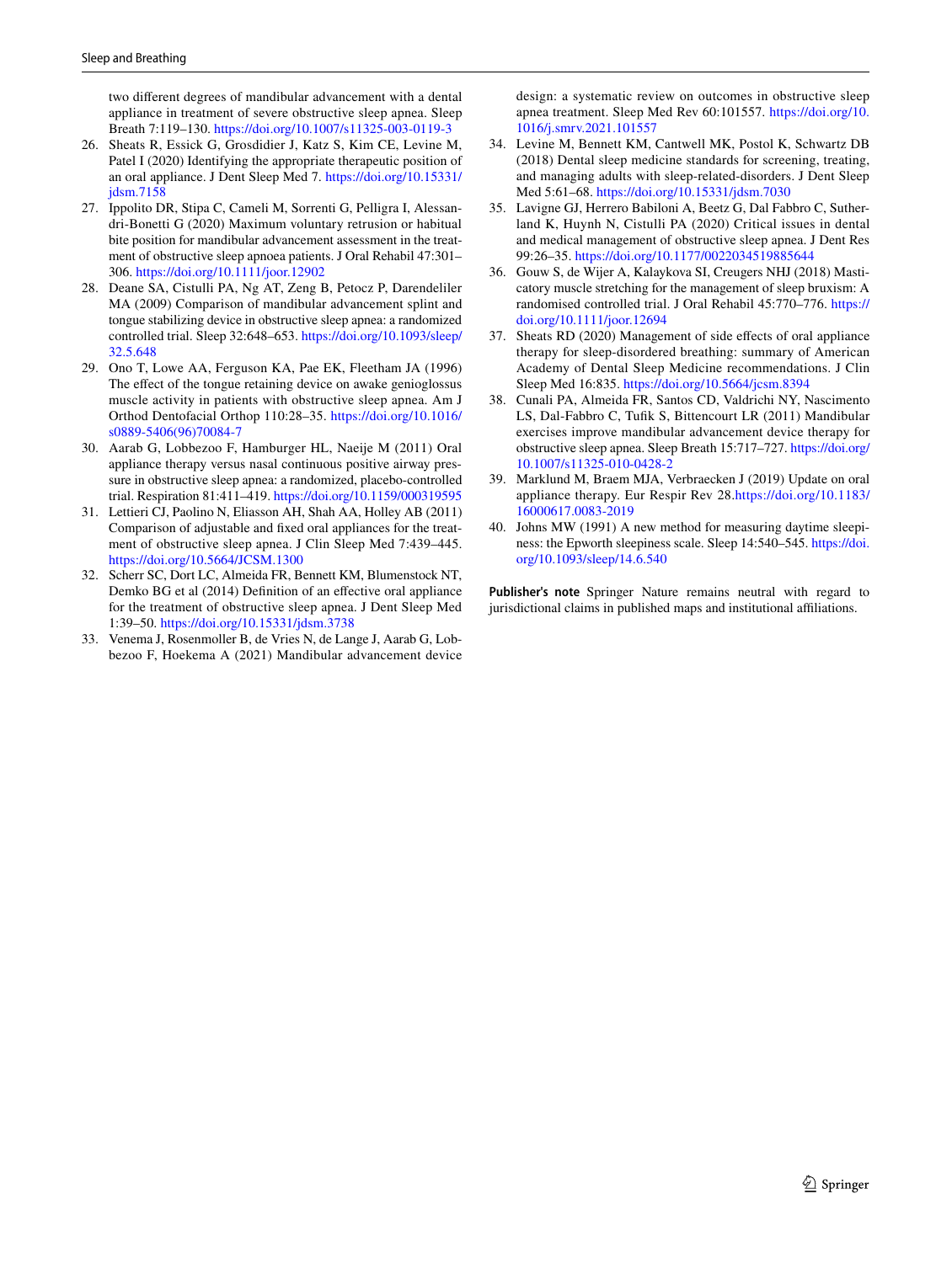two different degrees of mandibular advancement with a dental appliance in treatment of severe obstructive sleep apnea. Sleep Breath 7:119–130. https://doi.org/10.1007/s11325-003-0119-3

26. Sheats R, Essick G, Grosdidier J, Katz S, Kim CE, Levine M, Patel I (2020) Identifying the appropriate therapeutic position of an oral appliance. J Dent Sleep Med 7. https://doi.org/10.15331/jdsm.7158
27. Ippolito DR, Stipa C, Cameli M, Sorrenti G, Pelligra I, Alessandri-Bonetti G (2020) Maximum voluntary retrusion or habitual bite position for mandibular advancement assessment in the treatment of obstructive sleep apnoea patients. J Oral Rehabil 47:301–306. https://doi.org/10.1111/joor.12902
28. Deane SA, Cistulli PA, Ng AT, Zeng B, Petocz P, Darendeliler MA (2009) Comparison of mandibular advancement splint and tongue stabilizing device in obstructive sleep apnea: a randomized controlled trial. Sleep 32:648–653. https://doi.org/10.1093/sleep/32.5.648
29. Ono T, Lowe AA, Ferguson KA, Pae EK, Fleetham JA (1996) The effect of the tongue retaining device on awake genioglossus muscle activity in patients with obstructive sleep apnea. Am J Orthod Dentofacial Orthop 110:28–35. https://doi.org/10.1016/s0889-5406(96)70084-7
30. Aarab G, Lobbezoo F, Hamburger HL, Naeije M (2011) Oral appliance therapy versus nasal continuous positive airway pressure in obstructive sleep apnea: a randomized, placebo-controlled trial. Respiration 81:411–419. https://doi.org/10.1159/000319595
31. Lettieri CJ, Paolino N, Eliasson AH, Shah AA, Holley AB (2011) Comparison of adjustable and fixed oral appliances for the treatment of obstructive sleep apnea. J Clin Sleep Med 7:439–445. https://doi.org/10.5664/JCSM.1300
32. Scherr SC, Dort LC, Almeida FR, Bennett KM, Blumenstock NT, Demko BG et al (2014) Definition of an effective oral appliance for the treatment of obstructive sleep apnea. J Dent Sleep Med 1:39–50. https://doi.org/10.15331/jdsm.3738
33. Venema J, Rosenmoller B, de Vries N, de Lange J, Aarab G, Lobbezoo F, Hoekema A (2021) Mandibular advancement device design: a systematic review on outcomes in obstructive sleep apnea treatment. Sleep Med Rev 60:101557. https://doi.org/10.1016/j.smrv.2021.101557
34. Levine M, Bennett KM, Cantwell MK, Postol K, Schwartz DB (2018) Dental sleep medicine standards for screening, treating, and managing adults with sleep-related-disorders. J Dent Sleep Med 5:61–68. https://doi.org/10.15331/jdsm.7030
35. Lavigne GJ, Herrero Babiloni A, Beetz G, Dal Fabbro C, Sutherland K, Huynh N, Cistulli PA (2020) Critical issues in dental and medical management of obstructive sleep apnea. J Dent Res 99:26–35. https://doi.org/10.1177/0022034519885644
36. Gouw S, de Wijer A, Kalaykova SI, Creugers NHJ (2018) Masticatory muscle stretching for the management of sleep bruxism: A randomised controlled trial. J Oral Rehabil 45:770–776. https://doi.org/10.1111/joor.12694
37. Sheats RD (2020) Management of side effects of oral appliance therapy for sleep-disordered breathing: summary of American Academy of Dental Sleep Medicine recommendations. J Clin Sleep Med 16:835. https://doi.org/10.5664/jcsm.8394
38. Cunali PA, Almeida FR, Santos CD, Valdrichi NY, Nascimento LS, Dal-Fabbro C, Tufik S, Bittencourt LR (2011) Mandibular exercises improve mandibular advancement device therapy for obstructive sleep apnea. Sleep Breath 15:717–727. https://doi.org/10.1007/s11325-010-0428-2
39. Marklund M, Braem MJA, Verbraecken J (2019) Update on oral appliance therapy. Eur Respir Rev 28.https://doi.org/10.1183/16000617.0083-2019
40. Johns MW (1991) A new method for measuring daytime sleepiness: the Epworth sleepiness scale. Sleep 14:540–545. https://doi.org/10.1093/sleep/14.6.540

**Publisher's note** Springer Nature remains neutral with regard to jurisdictional claims in published maps and institutional affiliations.